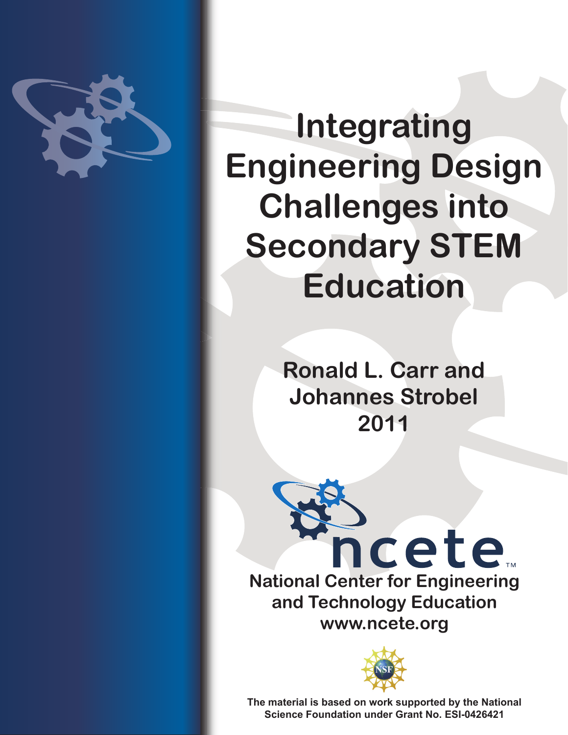# Integrating Engineering Design Challenges into Secondary STEM Education

**Ronald L. Carr and Johannes Strobel**

**2011**

ncete™

**National Center for Engineering and Technology Education**

**www.ncete.org**

**The material is based on work supported by the National Science Foundation under Grant No. ESI-0426421**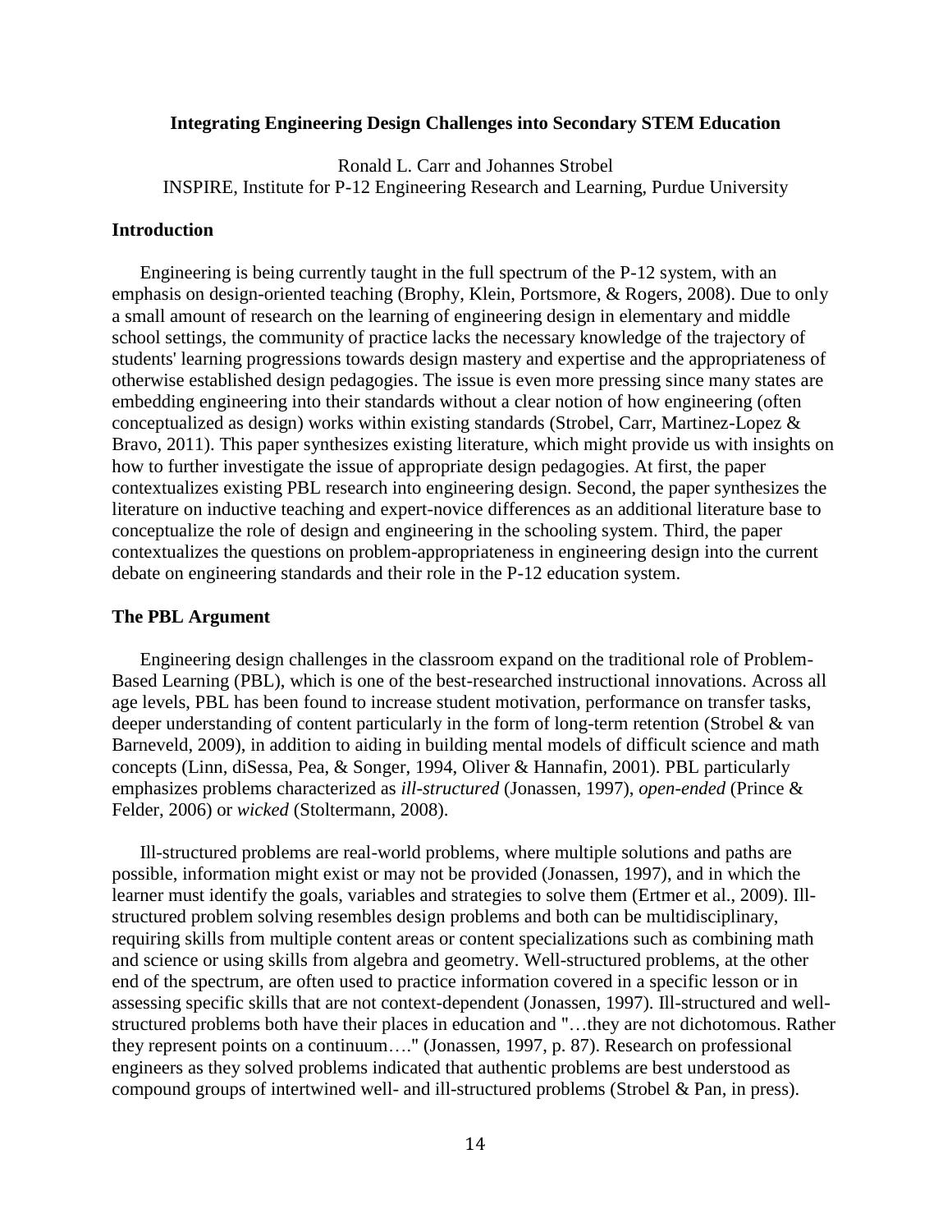# Integrating Engineering Design Challenges into Secondary STEM Education

Ronald L. Carr and Johannes Strobel
INSPIRE, Institute for P-12 Engineering Research and Learning, Purdue University

## Introduction

Engineering is being currently taught in the full spectrum of the P-12 system, with an emphasis on design-oriented teaching (Brophy, Klein, Portsmore, & Rogers, 2008). Due to only a small amount of research on the learning of engineering design in elementary and middle school settings, the community of practice lacks the necessary knowledge of the trajectory of students' learning progressions towards design mastery and expertise and the appropriateness of otherwise established design pedagogies. The issue is even more pressing since many states are embedding engineering into their standards without a clear notion of how engineering (often conceptualized as design) works within existing standards (Strobel, Carr, Martinez-Lopez & Bravo, 2011). This paper synthesizes existing literature, which might provide us with insights on how to further investigate the issue of appropriate design pedagogies. At first, the paper contextualizes existing PBL research into engineering design. Second, the paper synthesizes the literature on inductive teaching and expert-novice differences as an additional literature base to conceptualize the role of design and engineering in the schooling system. Third, the paper contextualizes the questions on problem-appropriateness in engineering design into the current debate on engineering standards and their role in the P-12 education system.

## The PBL Argument

Engineering design challenges in the classroom expand on the traditional role of Problem-Based Learning (PBL), which is one of the best-researched instructional innovations. Across all age levels, PBL has been found to increase student motivation, performance on transfer tasks, deeper understanding of content particularly in the form of long-term retention (Strobel & van Barneveld, 2009), in addition to aiding in building mental models of difficult science and math concepts (Linn, diSessa, Pea, & Songer, 1994, Oliver & Hannafin, 2001). PBL particularly emphasizes problems characterized as *ill-structured* (Jonassen, 1997), *open-ended* (Prince & Felder, 2006) or *wicked* (Stoltermann, 2008).

Ill-structured problems are real-world problems, where multiple solutions and paths are possible, information might exist or may not be provided (Jonassen, 1997), and in which the learner must identify the goals, variables and strategies to solve them (Ertmer et al., 2009). Ill-structured problem solving resembles design problems and both can be multidisciplinary, requiring skills from multiple content areas or content specializations such as combining math and science or using skills from algebra and geometry. Well-structured problems, at the other end of the spectrum, are often used to practice information covered in a specific lesson or in assessing specific skills that are not context-dependent (Jonassen, 1997). Ill-structured and well-structured problems both have their places in education and "…they are not dichotomous. Rather they represent points on a continuum…." (Jonassen, 1997, p. 87). Research on professional engineers as they solved problems indicated that authentic problems are best understood as compound groups of intertwined well- and ill-structured problems (Strobel & Pan, in press).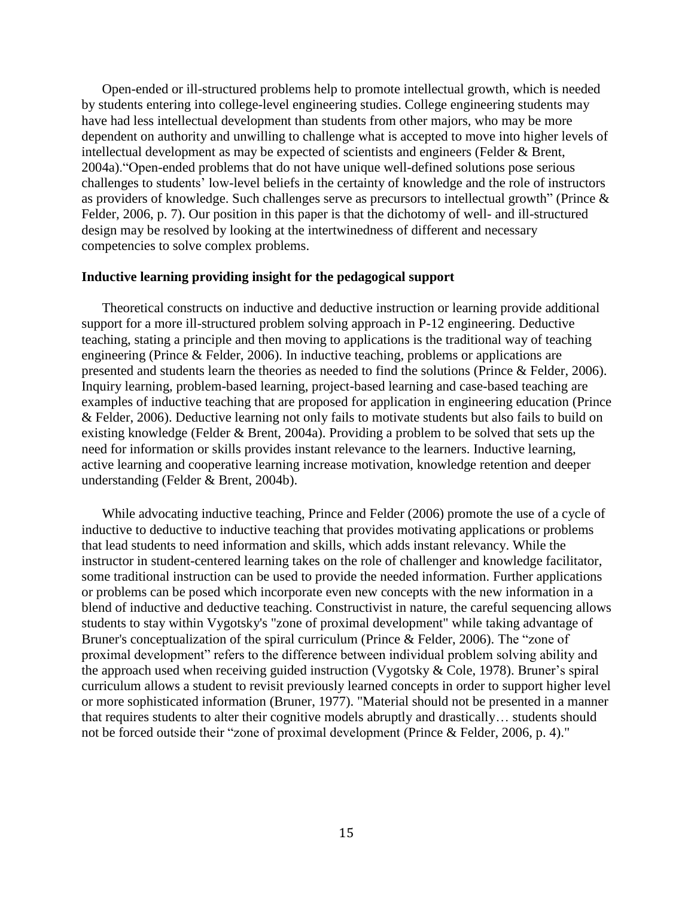Open-ended or ill-structured problems help to promote intellectual growth, which is needed by students entering into college-level engineering studies. College engineering students may have had less intellectual development than students from other majors, who may be more dependent on authority and unwilling to challenge what is accepted to move into higher levels of intellectual development as may be expected of scientists and engineers (Felder & Brent, 2004a).“Open-ended problems that do not have unique well-defined solutions pose serious challenges to students’ low-level beliefs in the certainty of knowledge and the role of instructors as providers of knowledge. Such challenges serve as precursors to intellectual growth” (Prince & Felder, 2006, p. 7). Our position in this paper is that the dichotomy of well- and ill-structured design may be resolved by looking at the intertwinedness of different and necessary competencies to solve complex problems.

**Inductive learning providing insight for the pedagogical support**

Theoretical constructs on inductive and deductive instruction or learning provide additional support for a more ill-structured problem solving approach in P-12 engineering. Deductive teaching, stating a principle and then moving to applications is the traditional way of teaching engineering (Prince & Felder, 2006). In inductive teaching, problems or applications are presented and students learn the theories as needed to find the solutions (Prince & Felder, 2006). Inquiry learning, problem-based learning, project-based learning and case-based teaching are examples of inductive teaching that are proposed for application in engineering education (Prince & Felder, 2006). Deductive learning not only fails to motivate students but also fails to build on existing knowledge (Felder & Brent, 2004a). Providing a problem to be solved that sets up the need for information or skills provides instant relevance to the learners. Inductive learning, active learning and cooperative learning increase motivation, knowledge retention and deeper understanding (Felder & Brent, 2004b).

While advocating inductive teaching, Prince and Felder (2006) promote the use of a cycle of inductive to deductive to inductive teaching that provides motivating applications or problems that lead students to need information and skills, which adds instant relevancy. While the instructor in student-centered learning takes on the role of challenger and knowledge facilitator, some traditional instruction can be used to provide the needed information. Further applications or problems can be posed which incorporate even new concepts with the new information in a blend of inductive and deductive teaching. Constructivist in nature, the careful sequencing allows students to stay within Vygotsky's "zone of proximal development" while taking advantage of Bruner's conceptualization of the spiral curriculum (Prince & Felder, 2006). The “zone of proximal development” refers to the difference between individual problem solving ability and the approach used when receiving guided instruction (Vygotsky & Cole, 1978). Bruner’s spiral curriculum allows a student to revisit previously learned concepts in order to support higher level or more sophisticated information (Bruner, 1977). "Material should not be presented in a manner that requires students to alter their cognitive models abruptly and drastically… students should not be forced outside their “zone of proximal development (Prince & Felder, 2006, p. 4)."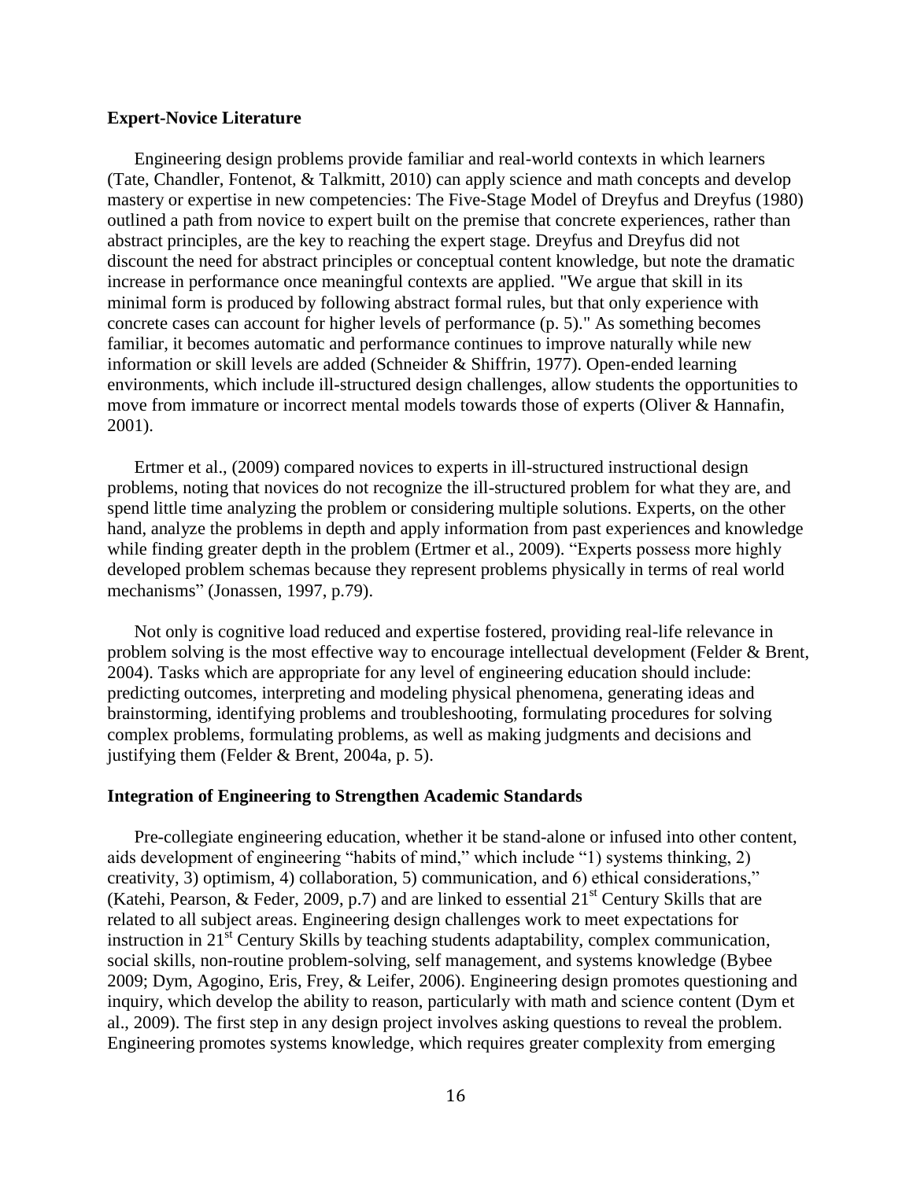**Expert-Novice Literature**

Engineering design problems provide familiar and real-world contexts in which learners (Tate, Chandler, Fontenot, & Talkmitt, 2010) can apply science and math concepts and develop mastery or expertise in new competencies: The Five-Stage Model of Dreyfus and Dreyfus (1980) outlined a path from novice to expert built on the premise that concrete experiences, rather than abstract principles, are the key to reaching the expert stage. Dreyfus and Dreyfus did not discount the need for abstract principles or conceptual content knowledge, but note the dramatic increase in performance once meaningful contexts are applied. "We argue that skill in its minimal form is produced by following abstract formal rules, but that only experience with concrete cases can account for higher levels of performance (p. 5)." As something becomes familiar, it becomes automatic and performance continues to improve naturally while new information or skill levels are added (Schneider & Shiffrin, 1977). Open-ended learning environments, which include ill-structured design challenges, allow students the opportunities to move from immature or incorrect mental models towards those of experts (Oliver & Hannafin, 2001).

Ertmer et al., (2009) compared novices to experts in ill-structured instructional design problems, noting that novices do not recognize the ill-structured problem for what they are, and spend little time analyzing the problem or considering multiple solutions. Experts, on the other hand, analyze the problems in depth and apply information from past experiences and knowledge while finding greater depth in the problem (Ertmer et al., 2009). "Experts possess more highly developed problem schemas because they represent problems physically in terms of real world mechanisms" (Jonassen, 1997, p.79).

Not only is cognitive load reduced and expertise fostered, providing real-life relevance in problem solving is the most effective way to encourage intellectual development (Felder & Brent, 2004). Tasks which are appropriate for any level of engineering education should include: predicting outcomes, interpreting and modeling physical phenomena, generating ideas and brainstorming, identifying problems and troubleshooting, formulating procedures for solving complex problems, formulating problems, as well as making judgments and decisions and justifying them (Felder & Brent, 2004a, p. 5).

**Integration of Engineering to Strengthen Academic Standards**

Pre-collegiate engineering education, whether it be stand-alone or infused into other content, aids development of engineering "habits of mind," which include "1) systems thinking, 2) creativity, 3) optimism, 4) collaboration, 5) communication, and 6) ethical considerations," (Katehi, Pearson, & Feder, 2009, p.7) and are linked to essential 21st Century Skills that are related to all subject areas. Engineering design challenges work to meet expectations for instruction in 21st Century Skills by teaching students adaptability, complex communication, social skills, non-routine problem-solving, self management, and systems knowledge (Bybee 2009; Dym, Agogino, Eris, Frey, & Leifer, 2006). Engineering design promotes questioning and inquiry, which develop the ability to reason, particularly with math and science content (Dym et al., 2009). The first step in any design project involves asking questions to reveal the problem. Engineering promotes systems knowledge, which requires greater complexity from emerging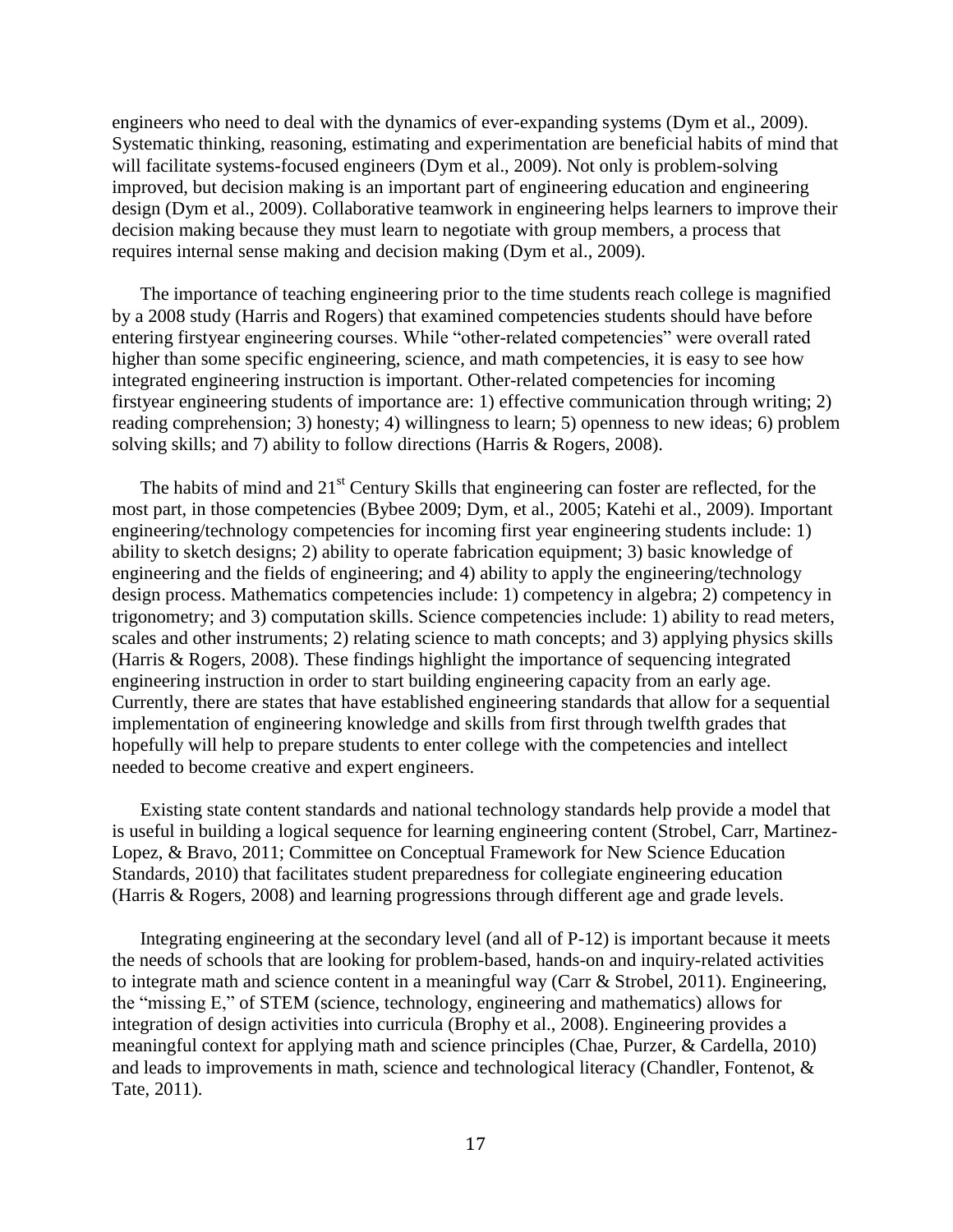engineers who need to deal with the dynamics of ever-expanding systems (Dym et al., 2009). Systematic thinking, reasoning, estimating and experimentation are beneficial habits of mind that will facilitate systems-focused engineers (Dym et al., 2009). Not only is problem-solving improved, but decision making is an important part of engineering education and engineering design (Dym et al., 2009). Collaborative teamwork in engineering helps learners to improve their decision making because they must learn to negotiate with group members, a process that requires internal sense making and decision making (Dym et al., 2009).

The importance of teaching engineering prior to the time students reach college is magnified by a 2008 study (Harris and Rogers) that examined competencies students should have before entering firstyear engineering courses. While "other-related competencies" were overall rated higher than some specific engineering, science, and math competencies, it is easy to see how integrated engineering instruction is important. Other-related competencies for incoming firstyear engineering students of importance are: 1) effective communication through writing; 2) reading comprehension; 3) honesty; 4) willingness to learn; 5) openness to new ideas; 6) problem solving skills; and 7) ability to follow directions (Harris & Rogers, 2008).

The habits of mind and 21st Century Skills that engineering can foster are reflected, for the most part, in those competencies (Bybee 2009; Dym, et al., 2005; Katehi et al., 2009). Important engineering/technology competencies for incoming first year engineering students include: 1) ability to sketch designs; 2) ability to operate fabrication equipment; 3) basic knowledge of engineering and the fields of engineering; and 4) ability to apply the engineering/technology design process. Mathematics competencies include: 1) competency in algebra; 2) competency in trigonometry; and 3) computation skills. Science competencies include: 1) ability to read meters, scales and other instruments; 2) relating science to math concepts; and 3) applying physics skills (Harris & Rogers, 2008). These findings highlight the importance of sequencing integrated engineering instruction in order to start building engineering capacity from an early age. Currently, there are states that have established engineering standards that allow for a sequential implementation of engineering knowledge and skills from first through twelfth grades that hopefully will help to prepare students to enter college with the competencies and intellect needed to become creative and expert engineers.

Existing state content standards and national technology standards help provide a model that is useful in building a logical sequence for learning engineering content (Strobel, Carr, Martinez-Lopez, & Bravo, 2011; Committee on Conceptual Framework for New Science Education Standards, 2010) that facilitates student preparedness for collegiate engineering education (Harris & Rogers, 2008) and learning progressions through different age and grade levels.

Integrating engineering at the secondary level (and all of P-12) is important because it meets the needs of schools that are looking for problem-based, hands-on and inquiry-related activities to integrate math and science content in a meaningful way (Carr & Strobel, 2011). Engineering, the "missing E," of STEM (science, technology, engineering and mathematics) allows for integration of design activities into curricula (Brophy et al., 2008). Engineering provides a meaningful context for applying math and science principles (Chae, Purzer, & Cardella, 2010) and leads to improvements in math, science and technological literacy (Chandler, Fontenot, & Tate, 2011).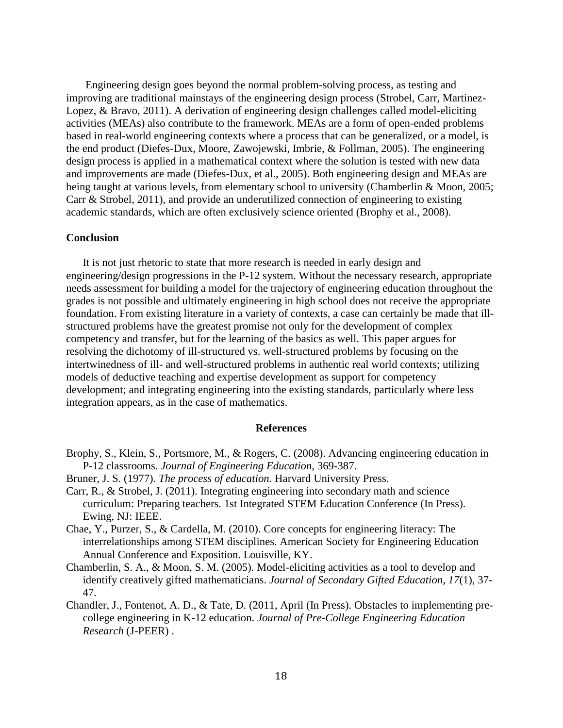Engineering design goes beyond the normal problem-solving process, as testing and improving are traditional mainstays of the engineering design process (Strobel, Carr, Martinez-Lopez, & Bravo, 2011). A derivation of engineering design challenges called model-eliciting activities (MEAs) also contribute to the framework. MEAs are a form of open-ended problems based in real-world engineering contexts where a process that can be generalized, or a model, is the end product (Diefes-Dux, Moore, Zawojewski, Imbrie, & Follman, 2005). The engineering design process is applied in a mathematical context where the solution is tested with new data and improvements are made (Diefes-Dux, et al., 2005). Both engineering design and MEAs are being taught at various levels, from elementary school to university (Chamberlin & Moon, 2005; Carr & Strobel, 2011), and provide an underutilized connection of engineering to existing academic standards, which are often exclusively science oriented (Brophy et al., 2008).

## Conclusion

It is not just rhetoric to state that more research is needed in early design and engineering/design progressions in the P-12 system. Without the necessary research, appropriate needs assessment for building a model for the trajectory of engineering education throughout the grades is not possible and ultimately engineering in high school does not receive the appropriate foundation. From existing literature in a variety of contexts, a case can certainly be made that ill-structured problems have the greatest promise not only for the development of complex competency and transfer, but for the learning of the basics as well. This paper argues for resolving the dichotomy of ill-structured vs. well-structured problems by focusing on the intertwinedness of ill- and well-structured problems in authentic real world contexts; utilizing models of deductive teaching and expertise development as support for competency development; and integrating engineering into the existing standards, particularly where less integration appears, as in the case of mathematics.

## References

Brophy, S., Klein, S., Portsmore, M., & Rogers, C. (2008). Advancing engineering education in P-12 classrooms. *Journal of Engineering Education*, 369-387.

Bruner, J. S. (1977). *The process of education*. Harvard University Press.

Carr, R., & Strobel, J. (2011). Integrating engineering into secondary math and science curriculum: Preparing teachers. 1st Integrated STEM Education Conference (In Press). Ewing, NJ: IEEE.

Chae, Y., Purzer, S., & Cardella, M. (2010). Core concepts for engineering literacy: The interrelationships among STEM disciplines. American Society for Engineering Education Annual Conference and Exposition. Louisville, KY.

Chamberlin, S. A., & Moon, S. M. (2005). Model-eliciting activities as a tool to develop and identify creatively gifted mathematicians. *Journal of Secondary Gifted Education*, *17*(1), 37-47.

Chandler, J., Fontenot, A. D., & Tate, D. (2011, April (In Press). Obstacles to implementing pre-college engineering in K-12 education. *Journal of Pre-College Engineering Education Research* (J-PEER) .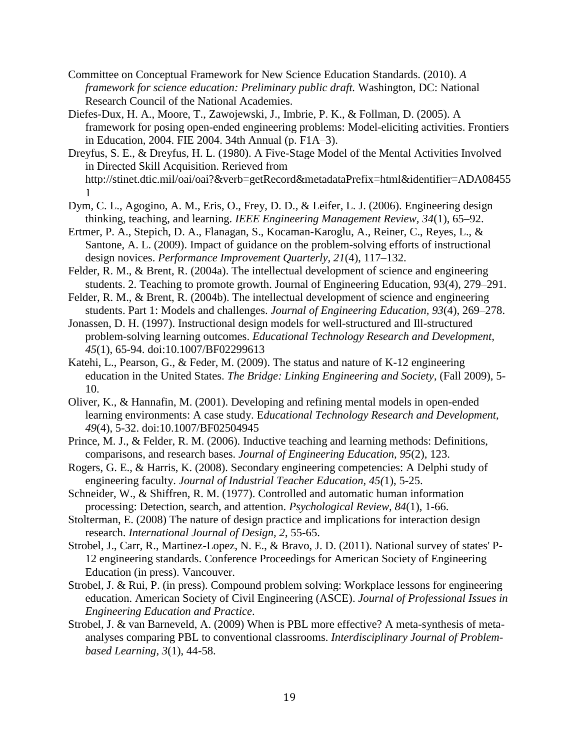Committee on Conceptual Framework for New Science Education Standards. (2010). *A framework for science education: Preliminary public draft.* Washington, DC: National Research Council of the National Academies.

Diefes-Dux, H. A., Moore, T., Zawojewski, J., Imbrie, P. K., & Follman, D. (2005). A framework for posing open-ended engineering problems: Model-eliciting activities. Frontiers in Education, 2004. FIE 2004. 34th Annual (p. F1A–3).

Dreyfus, S. E., & Dreyfus, H. L. (1980). A Five-Stage Model of the Mental Activities Involved in Directed Skill Acquisition. Rerieved from http://stinet.dtic.mil/oai/oai?&verb=getRecord&metadataPrefix=html&identifier=ADA084551

Dym, C. L., Agogino, A. M., Eris, O., Frey, D. D., & Leifer, L. J. (2006). Engineering design thinking, teaching, and learning. *IEEE Engineering Management Review*, *34*(1), 65–92.

Ertmer, P. A., Stepich, D. A., Flanagan, S., Kocaman-Karoglu, A., Reiner, C., Reyes, L., & Santone, A. L. (2009). Impact of guidance on the problem-solving efforts of instructional design novices. *Performance Improvement Quarterly*, *21*(4), 117–132.

Felder, R. M., & Brent, R. (2004a). The intellectual development of science and engineering students. 2. Teaching to promote growth. Journal of Engineering Education, 93(4), 279–291.

Felder, R. M., & Brent, R. (2004b). The intellectual development of science and engineering students. Part 1: Models and challenges. *Journal of Engineering Education*, *93*(4), 269–278.

Jonassen, D. H. (1997). Instructional design models for well-structured and Ill-structured problem-solving learning outcomes. *Educational Technology Research and Development*, *45*(1), 65-94. doi:10.1007/BF02299613

Katehi, L., Pearson, G., & Feder, M. (2009). The status and nature of K-12 engineering education in the United States. *The Bridge: Linking Engineering and Society*, (Fall 2009), 5-10.

Oliver, K., & Hannafin, M. (2001). Developing and refining mental models in open-ended learning environments: A case study. E*ducational Technology Research and Development*, *49*(4), 5-32. doi:10.1007/BF02504945

Prince, M. J., & Felder, R. M. (2006). Inductive teaching and learning methods: Definitions, comparisons, and research bases. *Journal of Engineering Education*, *95*(2), 123.

Rogers, G. E., & Harris, K. (2008). Secondary engineering competencies: A Delphi study of engineering faculty. *Journal of Industrial Teacher Education*, *45(*1), 5-25.

Schneider, W., & Shiffren, R. M. (1977). Controlled and automatic human information processing: Detection, search, and attention. *Psychological Review*, *84*(1), 1-66.

Stolterman, E. (2008) The nature of design practice and implications for interaction design research. *International Journal of Design, 2*, 55-65.

Strobel, J., Carr, R., Martinez-Lopez, N. E., & Bravo, J. D. (2011). National survey of states' P-12 engineering standards. Conference Proceedings for American Society of Engineering Education (in press). Vancouver.

Strobel, J. & Rui, P. (in press). Compound problem solving: Workplace lessons for engineering education. American Society of Civil Engineering (ASCE). *Journal of Professional Issues in Engineering Education and Practice*.

Strobel, J. & van Barneveld, A. (2009) When is PBL more effective? A meta-synthesis of meta-analyses comparing PBL to conventional classrooms. *Interdisciplinary Journal of Problem-based Learning*, *3*(1), 44-58.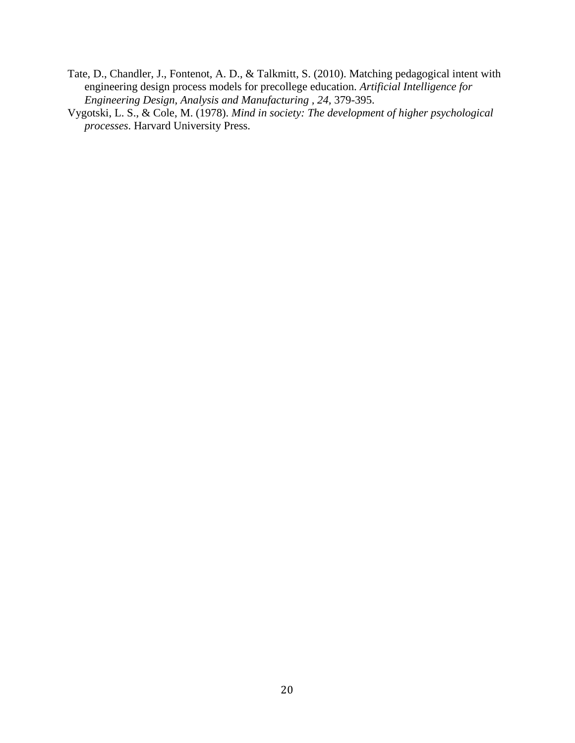Tate, D., Chandler, J., Fontenot, A. D., & Talkmitt, S. (2010). Matching pedagogical intent with engineering design process models for precollege education. *Artificial Intelligence for Engineering Design, Analysis and Manufacturing , 24*, 379-395.

Vygotski, L. S., & Cole, M. (1978). *Mind in society: The development of higher psychological processes*. Harvard University Press.